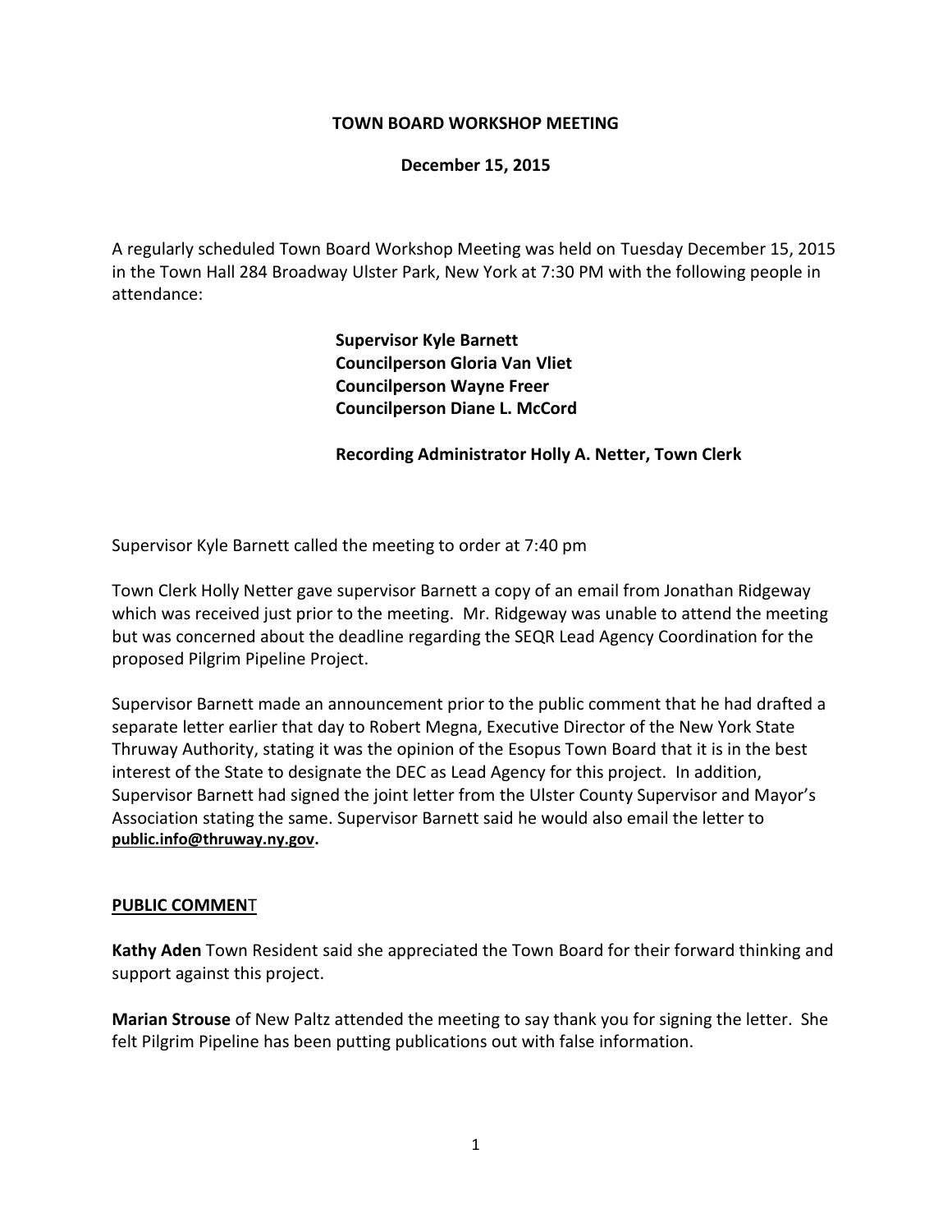**TOWN BOARD WORKSHOP MEETING**

**December 15, 2015**

A regularly scheduled Town Board Workshop Meeting was held on Tuesday December 15, 2015 in the Town Hall 284 Broadway Ulster Park, New York at 7:30 PM with the following people in attendance:

**Supervisor Kyle Barnett**
**Councilperson Gloria Van Vliet**
**Councilperson Wayne Freer**
**Councilperson Diane L. McCord**

**Recording Administrator Holly A. Netter, Town Clerk**

Supervisor Kyle Barnett called the meeting to order at 7:40 pm

Town Clerk Holly Netter gave supervisor Barnett a copy of an email from Jonathan Ridgeway which was received just prior to the meeting. Mr. Ridgeway was unable to attend the meeting but was concerned about the deadline regarding the SEQR Lead Agency Coordination for the proposed Pilgrim Pipeline Project.

Supervisor Barnett made an announcement prior to the public comment that he had drafted a separate letter earlier that day to Robert Megna, Executive Director of the New York State Thruway Authority, stating it was the opinion of the Esopus Town Board that it is in the best interest of the State to designate the DEC as Lead Agency for this project. In addition, Supervisor Barnett had signed the joint letter from the Ulster County Supervisor and Mayor's Association stating the same. Supervisor Barnett said he would also email the letter to **public.info@thruway.ny.gov.**

**PUBLIC COMMENT**

**Kathy Aden** Town Resident said she appreciated the Town Board for their forward thinking and support against this project.

**Marian Strouse** of New Paltz attended the meeting to say thank you for signing the letter. She felt Pilgrim Pipeline has been putting publications out with false information.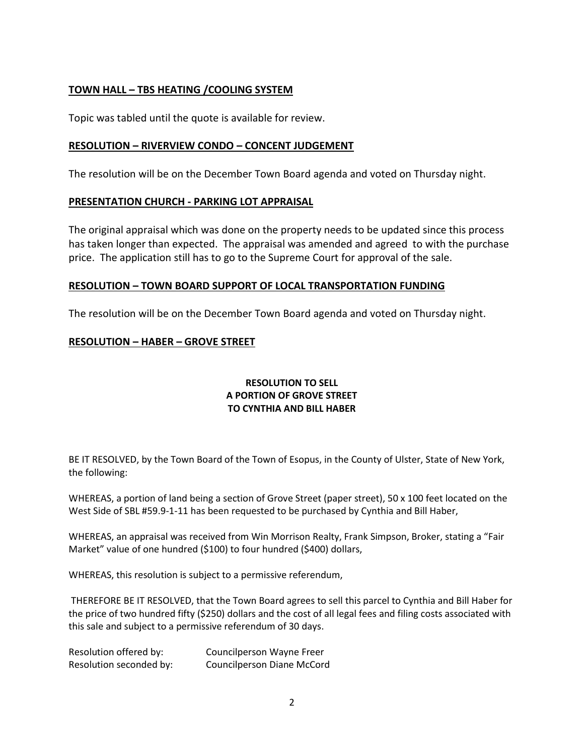## TOWN HALL – TBS HEATING /COOLING SYSTEM

Topic was tabled until the quote is available for review.

## RESOLUTION – RIVERVIEW CONDO – CONCENT JUDGEMENT

The resolution will be on the December Town Board agenda and voted on Thursday night.

## PRESENTATION CHURCH - PARKING LOT APPRAISAL

The original appraisal which was done on the property needs to be updated since this process has taken longer than expected. The appraisal was amended and agreed to with the purchase price. The application still has to go to the Supreme Court for approval of the sale.

## RESOLUTION – TOWN BOARD SUPPORT OF LOCAL TRANSPORTATION FUNDING

The resolution will be on the December Town Board agenda and voted on Thursday night.

## RESOLUTION – HABER – GROVE STREET

**RESOLUTION TO SELL**
**A PORTION OF GROVE STREET**
**TO CYNTHIA AND BILL HABER**

BE IT RESOLVED, by the Town Board of the Town of Esopus, in the County of Ulster, State of New York, the following:

WHEREAS, a portion of land being a section of Grove Street (paper street), 50 x 100 feet located on the West Side of SBL #59.9-1-11 has been requested to be purchased by Cynthia and Bill Haber,

WHEREAS, an appraisal was received from Win Morrison Realty, Frank Simpson, Broker, stating a "Fair Market" value of one hundred ($100) to four hundred ($400) dollars,

WHEREAS, this resolution is subject to a permissive referendum,

THEREFORE BE IT RESOLVED, that the Town Board agrees to sell this parcel to Cynthia and Bill Haber for the price of two hundred fifty ($250) dollars and the cost of all legal fees and filing costs associated with this sale and subject to a permissive referendum of 30 days.

Resolution offered by: Councilperson Wayne Freer
Resolution seconded by: Councilperson Diane McCord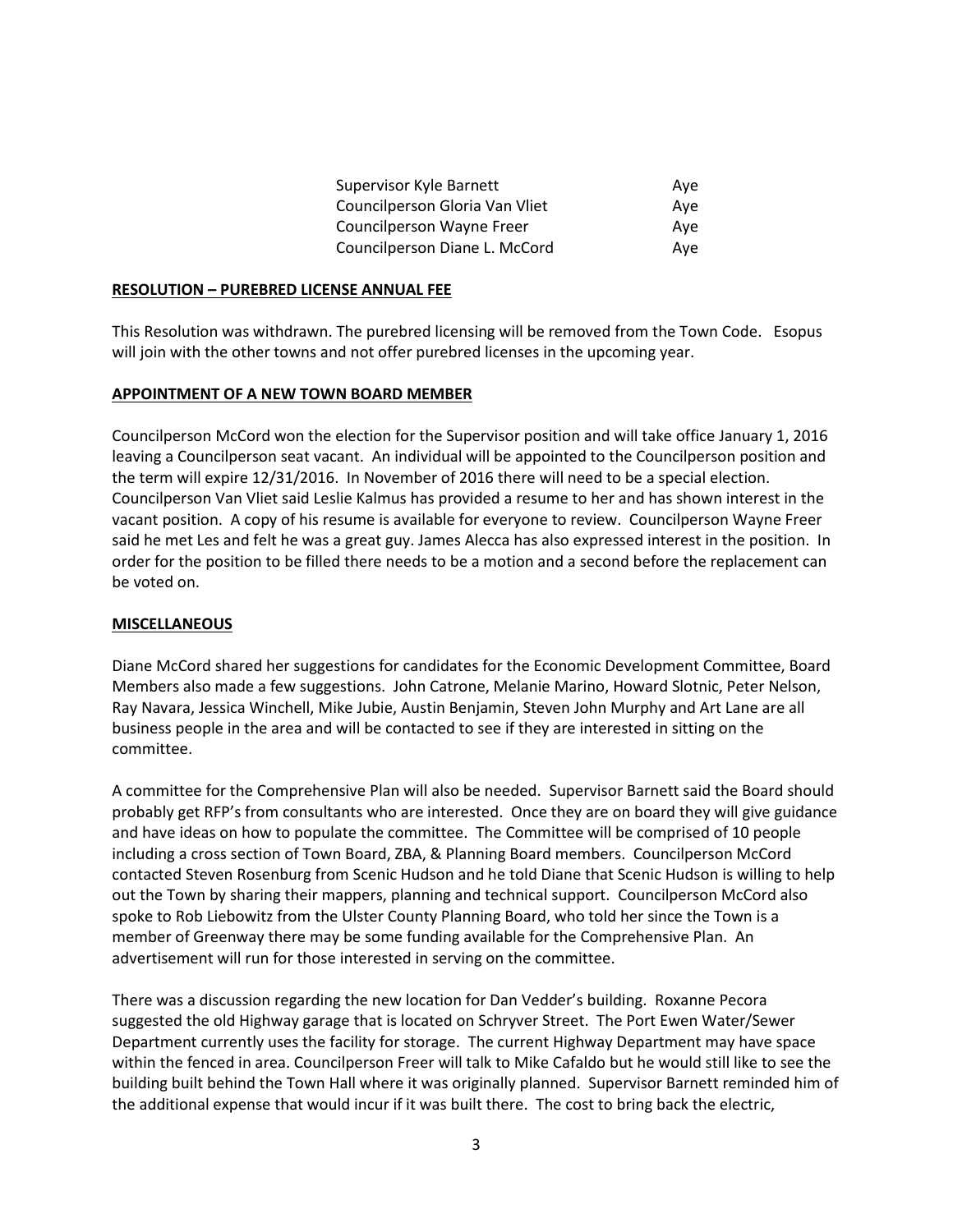| | |
|---|---|
| Supervisor Kyle Barnett | Aye |
| Councilperson Gloria Van Vliet | Aye |
| Councilperson Wayne Freer | Aye |
| Councilperson Diane L. McCord | Aye |

**RESOLUTION – PUREBRED LICENSE ANNUAL FEE**

This Resolution was withdrawn. The purebred licensing will be removed from the Town Code. Esopus will join with the other towns and not offer purebred licenses in the upcoming year.

**APPOINTMENT OF A NEW TOWN BOARD MEMBER**

Councilperson McCord won the election for the Supervisor position and will take office January 1, 2016 leaving a Councilperson seat vacant. An individual will be appointed to the Councilperson position and the term will expire 12/31/2016. In November of 2016 there will need to be a special election. Councilperson Van Vliet said Leslie Kalmus has provided a resume to her and has shown interest in the vacant position. A copy of his resume is available for everyone to review. Councilperson Wayne Freer said he met Les and felt he was a great guy. James Alecca has also expressed interest in the position. In order for the position to be filled there needs to be a motion and a second before the replacement can be voted on.

**MISCELLANEOUS**

Diane McCord shared her suggestions for candidates for the Economic Development Committee, Board Members also made a few suggestions. John Catrone, Melanie Marino, Howard Slotnic, Peter Nelson, Ray Navara, Jessica Winchell, Mike Jubie, Austin Benjamin, Steven John Murphy and Art Lane are all business people in the area and will be contacted to see if they are interested in sitting on the committee.

A committee for the Comprehensive Plan will also be needed. Supervisor Barnett said the Board should probably get RFP's from consultants who are interested. Once they are on board they will give guidance and have ideas on how to populate the committee. The Committee will be comprised of 10 people including a cross section of Town Board, ZBA, & Planning Board members. Councilperson McCord contacted Steven Rosenburg from Scenic Hudson and he told Diane that Scenic Hudson is willing to help out the Town by sharing their mappers, planning and technical support. Councilperson McCord also spoke to Rob Liebowitz from the Ulster County Planning Board, who told her since the Town is a member of Greenway there may be some funding available for the Comprehensive Plan. An advertisement will run for those interested in serving on the committee.

There was a discussion regarding the new location for Dan Vedder's building. Roxanne Pecora suggested the old Highway garage that is located on Schryver Street. The Port Ewen Water/Sewer Department currently uses the facility for storage. The current Highway Department may have space within the fenced in area. Councilperson Freer will talk to Mike Cafaldo but he would still like to see the building built behind the Town Hall where it was originally planned. Supervisor Barnett reminded him of the additional expense that would incur if it was built there. The cost to bring back the electric,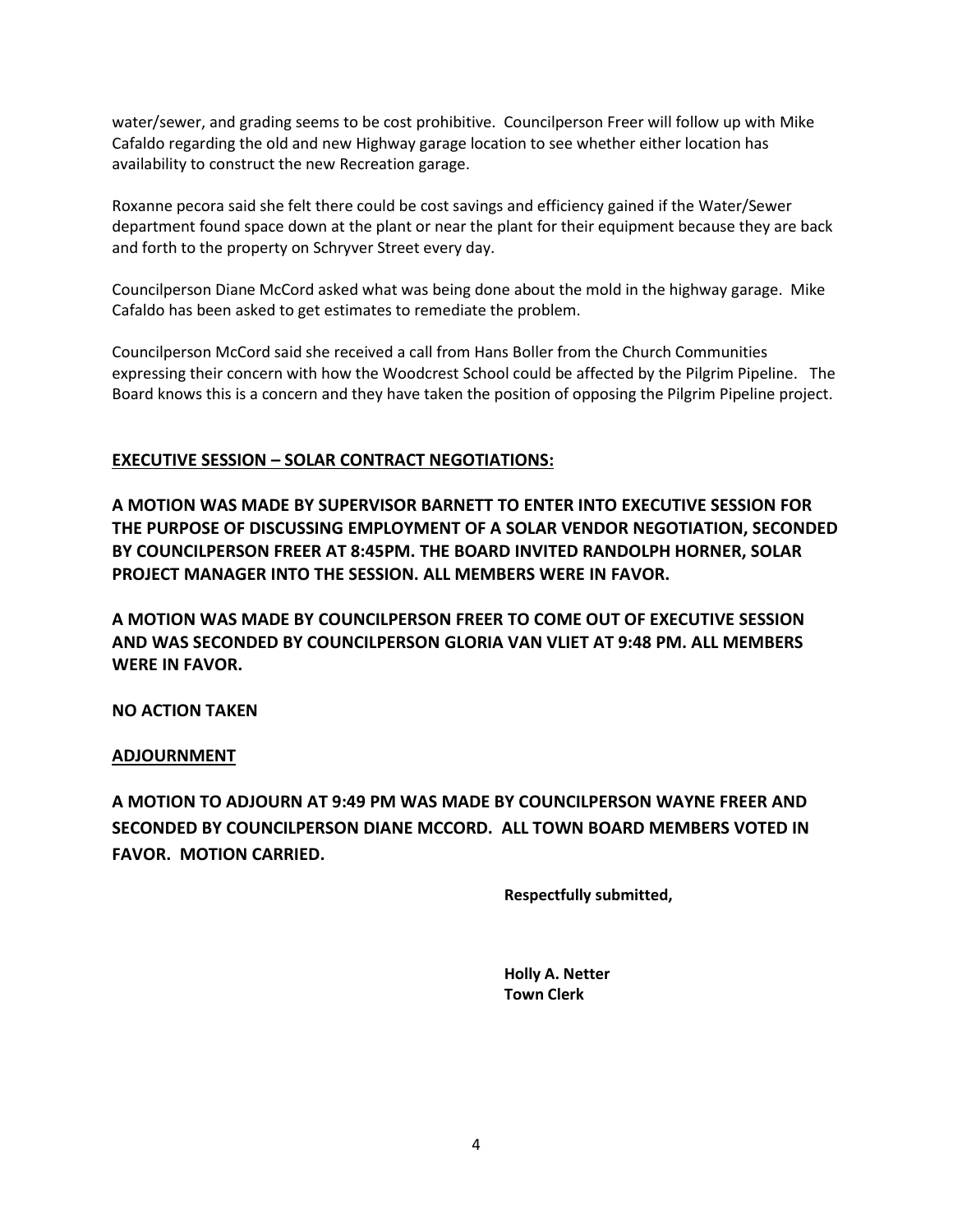water/sewer, and grading seems to be cost prohibitive. Councilperson Freer will follow up with Mike Cafaldo regarding the old and new Highway garage location to see whether either location has availability to construct the new Recreation garage.

Roxanne pecora said she felt there could be cost savings and efficiency gained if the Water/Sewer department found space down at the plant or near the plant for their equipment because they are back and forth to the property on Schryver Street every day.

Councilperson Diane McCord asked what was being done about the mold in the highway garage. Mike Cafaldo has been asked to get estimates to remediate the problem.

Councilperson McCord said she received a call from Hans Boller from the Church Communities expressing their concern with how the Woodcrest School could be affected by the Pilgrim Pipeline. The Board knows this is a concern and they have taken the position of opposing the Pilgrim Pipeline project.

**EXECUTIVE SESSION – SOLAR CONTRACT NEGOTIATIONS:**

**A MOTION WAS MADE BY SUPERVISOR BARNETT TO ENTER INTO EXECUTIVE SESSION FOR THE PURPOSE OF DISCUSSING EMPLOYMENT OF A SOLAR VENDOR NEGOTIATION, SECONDED BY COUNCILPERSON FREER AT 8:45PM. THE BOARD INVITED RANDOLPH HORNER, SOLAR PROJECT MANAGER INTO THE SESSION. ALL MEMBERS WERE IN FAVOR.**

**A MOTION WAS MADE BY COUNCILPERSON FREER TO COME OUT OF EXECUTIVE SESSION AND WAS SECONDED BY COUNCILPERSON GLORIA VAN VLIET AT 9:48 PM. ALL MEMBERS WERE IN FAVOR.**

**NO ACTION TAKEN**

**ADJOURNMENT**

**A MOTION TO ADJOURN AT 9:49 PM WAS MADE BY COUNCILPERSON WAYNE FREER AND SECONDED BY COUNCILPERSON DIANE MCCORD. ALL TOWN BOARD MEMBERS VOTED IN FAVOR. MOTION CARRIED.**

**Respectfully submitted,**

**Holly A. Netter**
**Town Clerk**